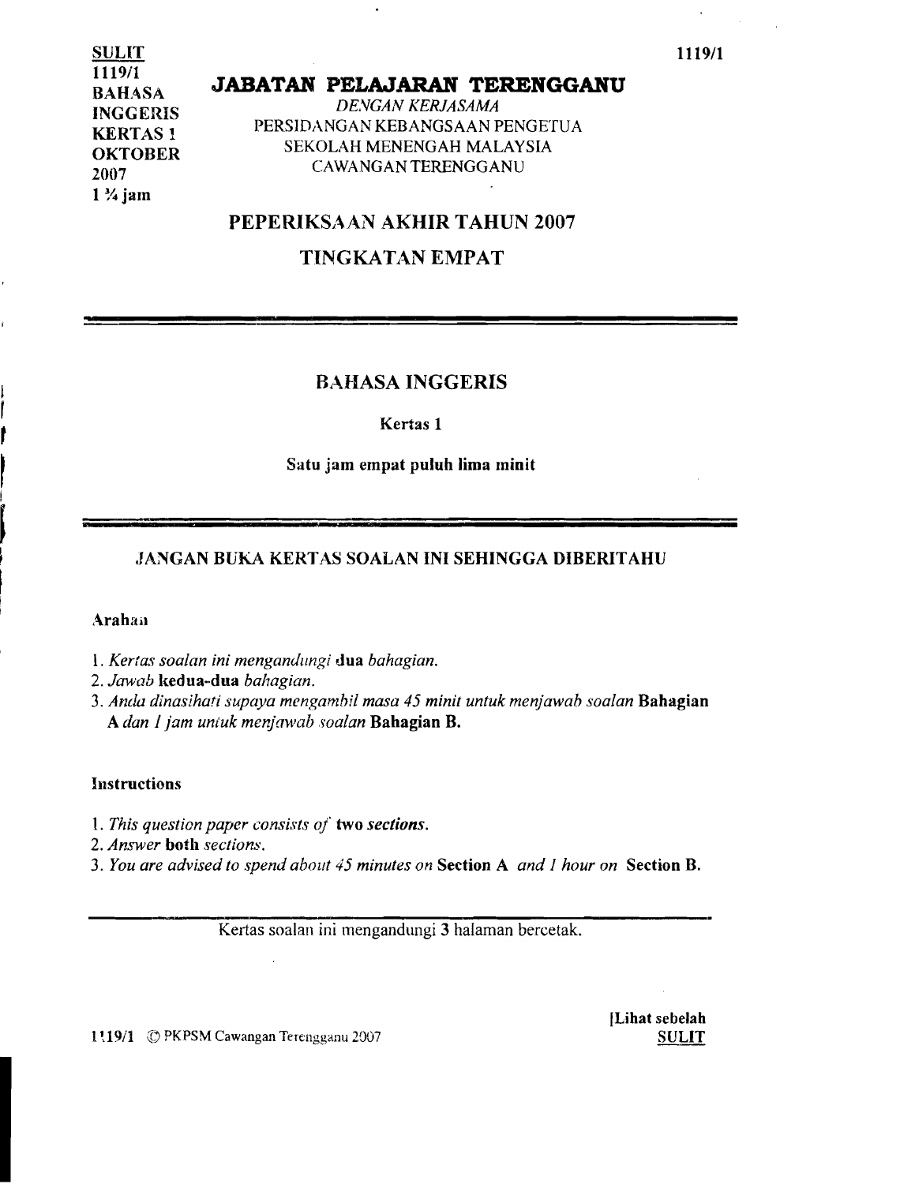**SULIT**
**1119/1**
**BAHASA INGGERIS**
**KERTAS 1**
**OKTOBER 2007**
**1 ¾ jam**

# JABATAN PELAJARAN TERENGGANU

*DENGAN KERJASAMA*
PERSIDANGAN KEBANGSAAN PENGETUA
SEKOLAH MENENGAH MALAYSIA
CAWANGAN TERENGGANU

## PEPERIKSAAN AKHIR TAHUN 2007

## TINGKATAN EMPAT

## BAHASA INGGERIS

**Kertas 1**

**Satu jam empat puluh lima minit**

**JANGAN BUKA KERTAS SOALAN INI SEHINGGA DIBERITAHU**

**Arahan**

1. *Kertas soalan ini mengandungi* **dua** *bahagian.*
2. *Jawab* **kedua-dua** *bahagian.*
3. *Anda dinasihati supaya mengambil masa 45 minit untuk menjawab soalan* **Bahagian A** *dan 1 jam untuk menjawab soalan* **Bahagian B.**

**Instructions**

1. *This question paper consists of* **two** ***sections.***
2. *Answer* **both** *sections.*
3. *You are advised to spend about 45 minutes on* **Section A** *and 1 hour on* **Section B.**

Kertas soalan ini mengandungi **3** halaman bercetak.

1119/1 © PKPSM Cawangan Terengganu 2007

**[Lihat sebelah**
**SULIT**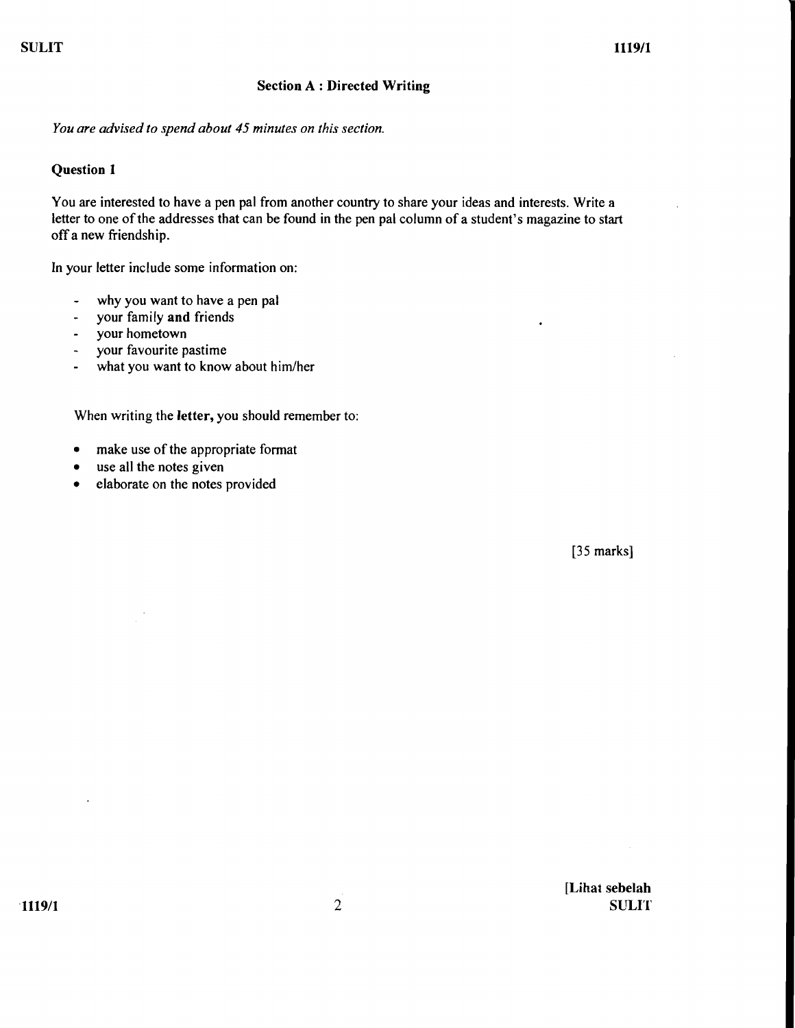## Section A : Directed Writing

*You are advised to spend about 45 minutes on this section.*

### Question 1

You are interested to have a pen pal from another country to share your ideas and interests. Write a letter to one of the addresses that can be found in the pen pal column of a student's magazine to start off a new friendship.

In your letter include some information on:

- why you want to have a pen pal
- your family **and** friends
- your hometown
- your favourite pastime
- what you want to know about him/her

When writing the **letter,** you should remember to:

- make use of the appropriate format
- use all the notes given
- elaborate on the notes provided

[35 marks]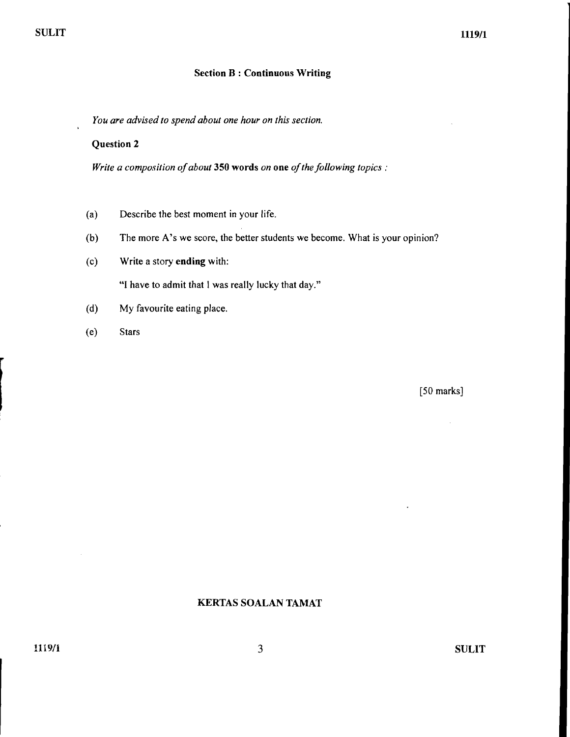## Section B : Continuous Writing

*You are advised to spend about one hour on this section.*

**Question 2**

*Write a composition of about* **350 words** *on* **one** *of the following topics :*

(a) Describe the best moment in your life.

(b) The more A's we score, the better students we become. What is your opinion?

(c) Write a story **ending** with:

"I have to admit that I was really lucky that day."

(d) My favourite eating place.

(e) Stars

[50 marks]

**KERTAS SOALAN TAMAT**